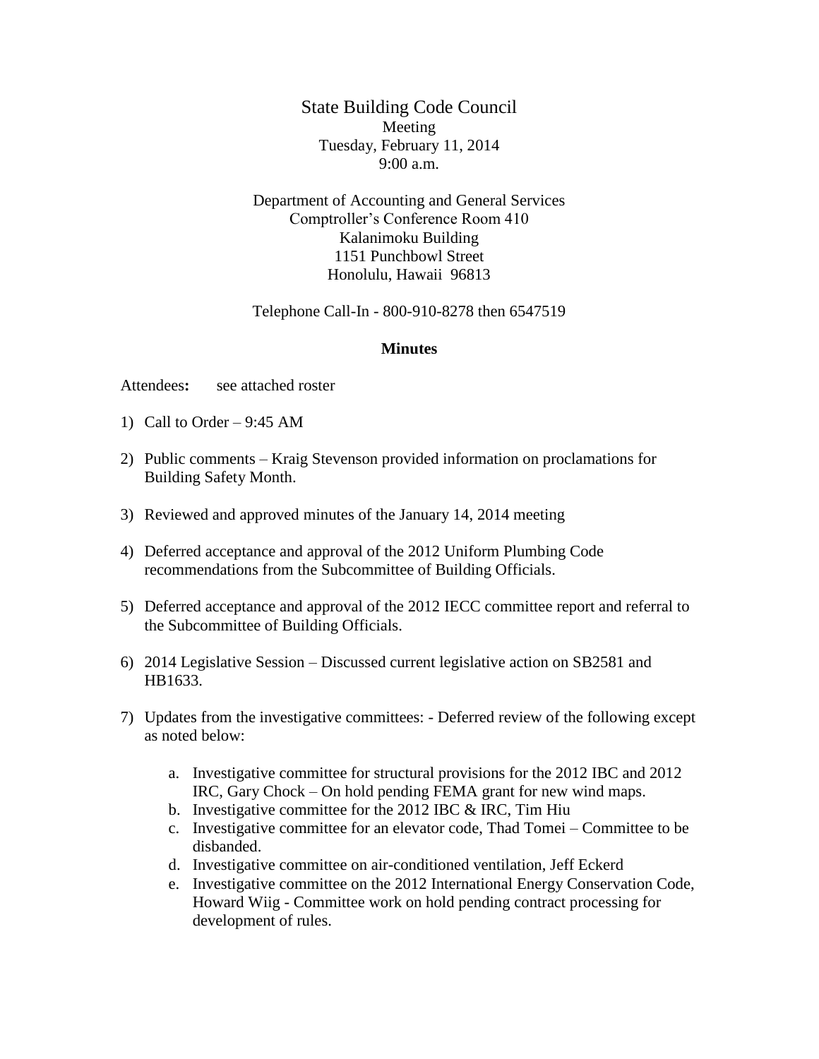# State Building Code Council

Meeting
Tuesday, February 11, 2014
9:00 a.m.

Department of Accounting and General Services
Comptroller's Conference Room 410
Kalanimoku Building
1151 Punchbowl Street
Honolulu, Hawaii 96813

Telephone Call-In - 800-910-8278 then 6547519

## Minutes

Attendees**:** see attached roster

1) Call to Order – 9:45 AM

2) Public comments – Kraig Stevenson provided information on proclamations for Building Safety Month.

3) Reviewed and approved minutes of the January 14, 2014 meeting

4) Deferred acceptance and approval of the 2012 Uniform Plumbing Code recommendations from the Subcommittee of Building Officials.

5) Deferred acceptance and approval of the 2012 IECC committee report and referral to the Subcommittee of Building Officials.

6) 2014 Legislative Session – Discussed current legislative action on SB2581 and HB1633.

7) Updates from the investigative committees: - Deferred review of the following except as noted below:

    a. Investigative committee for structural provisions for the 2012 IBC and 2012 IRC, Gary Chock – On hold pending FEMA grant for new wind maps.
    b. Investigative committee for the 2012 IBC & IRC, Tim Hiu
    c. Investigative committee for an elevator code, Thad Tomei – Committee to be disbanded.
    d. Investigative committee on air-conditioned ventilation, Jeff Eckerd
    e. Investigative committee on the 2012 International Energy Conservation Code, Howard Wiig - Committee work on hold pending contract processing for development of rules.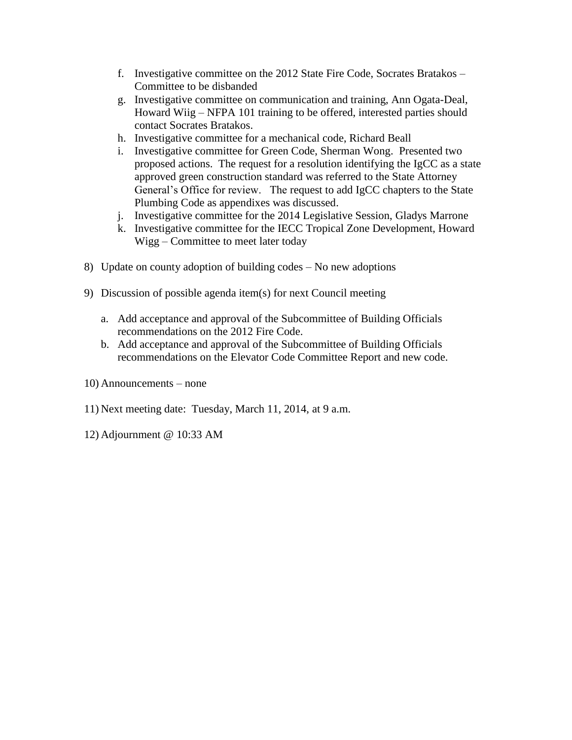f. Investigative committee on the 2012 State Fire Code, Socrates Bratakos – Committee to be disbanded
g. Investigative committee on communication and training, Ann Ogata-Deal, Howard Wiig – NFPA 101 training to be offered, interested parties should contact Socrates Bratakos.
h. Investigative committee for a mechanical code, Richard Beall
i. Investigative committee for Green Code, Sherman Wong. Presented two proposed actions. The request for a resolution identifying the IgCC as a state approved green construction standard was referred to the State Attorney General's Office for review. The request to add IgCC chapters to the State Plumbing Code as appendixes was discussed.
j. Investigative committee for the 2014 Legislative Session, Gladys Marrone
k. Investigative committee for the IECC Tropical Zone Development, Howard Wigg – Committee to meet later today

8) Update on county adoption of building codes – No new adoptions

9) Discussion of possible agenda item(s) for next Council meeting

   a. Add acceptance and approval of the Subcommittee of Building Officials recommendations on the 2012 Fire Code.
   b. Add acceptance and approval of the Subcommittee of Building Officials recommendations on the Elevator Code Committee Report and new code.

10) Announcements – none

11) Next meeting date: Tuesday, March 11, 2014, at 9 a.m.

12) Adjournment @ 10:33 AM